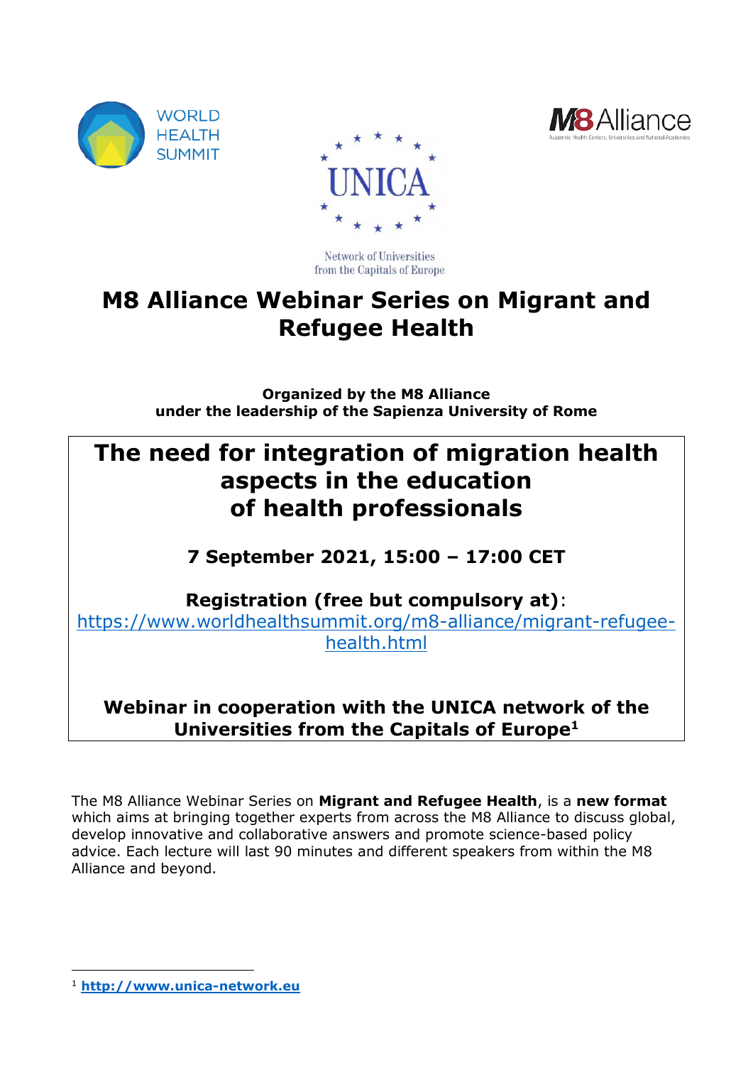WORLD HEALTH SUMMIT

UNICA

Network of Universities from the Capitals of Europe

M8 Alliance

Academic Health Centers, Universities and National Academies

# M8 Alliance Webinar Series on Migrant and Refugee Health

**Organized by the M8 Alliance under the leadership of the Sapienza University of Rome**

## The need for integration of migration health aspects in the education of health professionals

**7 September 2021, 15:00 – 17:00 CET**

**Registration (free but compulsory at)**: https://www.worldhealthsummit.org/m8-alliance/migrant-refugee-health.html

**Webinar in cooperation with the UNICA network of the Universities from the Capitals of Europe**[1]

The M8 Alliance Webinar Series on **Migrant and Refugee Health**, is a **new format** which aims at bringing together experts from across the M8 Alliance to discuss global, develop innovative and collaborative answers and promote science-based policy advice. Each lecture will last 90 minutes and different speakers from within the M8 Alliance and beyond.

[1] **http://www.unica-network.eu**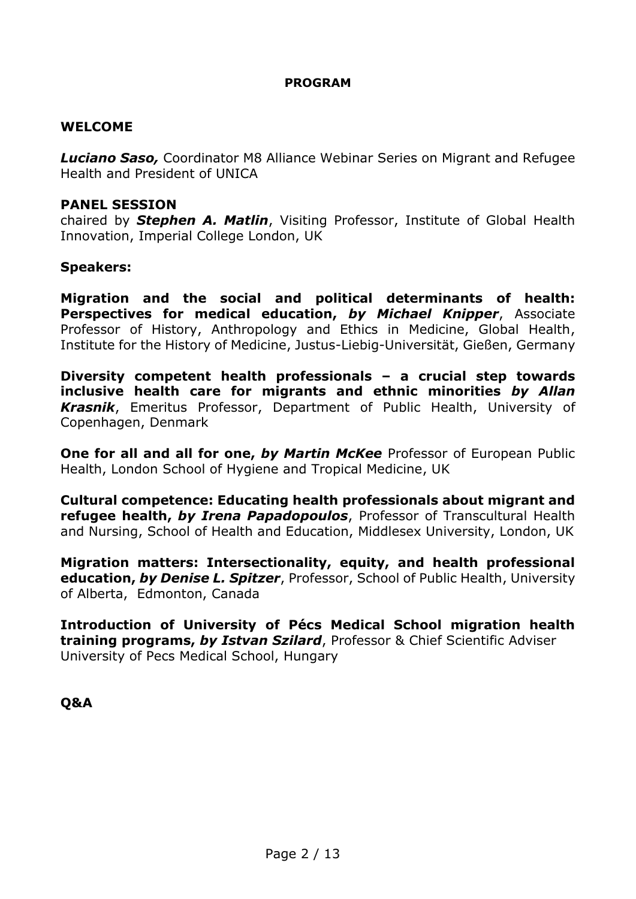# PROGRAM

## WELCOME

***Luciano Saso,*** Coordinator M8 Alliance Webinar Series on Migrant and Refugee Health and President of UNICA

## PANEL SESSION

chaired by ***Stephen A. Matlin***, Visiting Professor, Institute of Global Health Innovation, Imperial College London, UK

**Speakers:**

**Migration and the social and political determinants of health: Perspectives for medical education, *by Michael Knipper***, Associate Professor of History, Anthropology and Ethics in Medicine, Global Health, Institute for the History of Medicine, Justus-Liebig-Universität, Gießen, Germany

**Diversity competent health professionals – a crucial step towards inclusive health care for migrants and ethnic minorities *by Allan Krasnik***, Emeritus Professor, Department of Public Health, University of Copenhagen, Denmark

**One for all and all for one, *by Martin McKee*** Professor of European Public Health, London School of Hygiene and Tropical Medicine, UK

**Cultural competence: Educating health professionals about migrant and refugee health, *by Irena Papadopoulos***, Professor of Transcultural Health and Nursing, School of Health and Education, Middlesex University, London, UK

**Migration matters: Intersectionality, equity, and health professional education, *by Denise L. Spitzer***, Professor, School of Public Health, University of Alberta, Edmonton, Canada

**Introduction of University of Pécs Medical School migration health training programs, *by Istvan Szilard***, Professor & Chief Scientific Adviser University of Pecs Medical School, Hungary

**Q&A**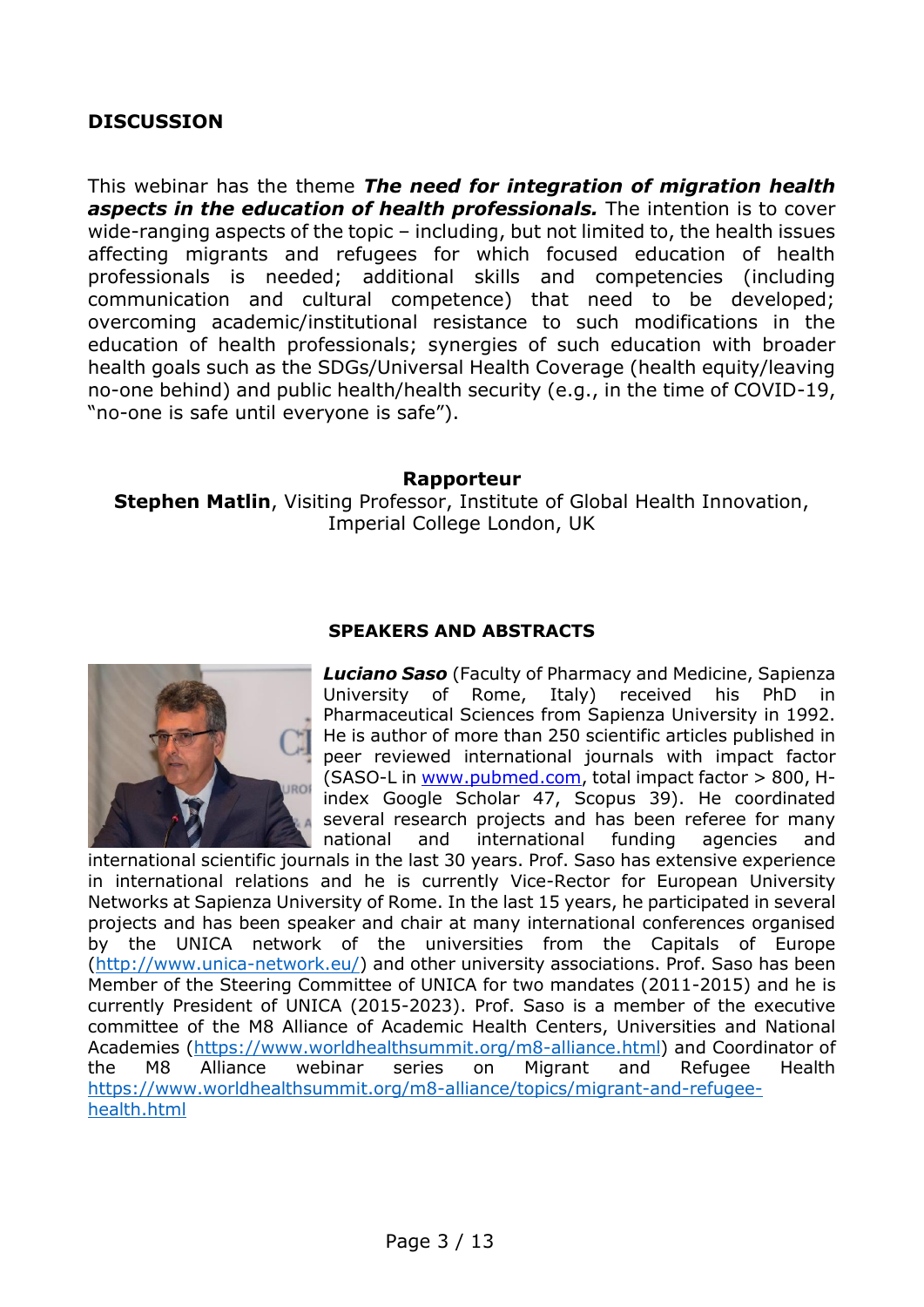## DISCUSSION

This webinar has the theme ***The need for integration of migration health aspects in the education of health professionals.*** The intention is to cover wide-ranging aspects of the topic – including, but not limited to, the health issues affecting migrants and refugees for which focused education of health professionals is needed; additional skills and competencies (including communication and cultural competence) that need to be developed; overcoming academic/institutional resistance to such modifications in the education of health professionals; synergies of such education with broader health goals such as the SDGs/Universal Health Coverage (health equity/leaving no-one behind) and public health/health security (e.g., in the time of COVID-19, "no-one is safe until everyone is safe").

**Rapporteur**

**Stephen Matlin**, Visiting Professor, Institute of Global Health Innovation, Imperial College London, UK

## SPEAKERS AND ABSTRACTS

***Luciano Saso*** (Faculty of Pharmacy and Medicine, Sapienza University of Rome, Italy) received his PhD in Pharmaceutical Sciences from Sapienza University in 1992. He is author of more than 250 scientific articles published in peer reviewed international journals with impact factor (SASO-L in www.pubmed.com, total impact factor > 800, H-index Google Scholar 47, Scopus 39). He coordinated several research projects and has been referee for many national and international funding agencies and international scientific journals in the last 30 years. Prof. Saso has extensive experience in international relations and he is currently Vice-Rector for European University Networks at Sapienza University of Rome. In the last 15 years, he participated in several projects and has been speaker and chair at many international conferences organised by the UNICA network of the universities from the Capitals of Europe (http://www.unica-network.eu/) and other university associations. Prof. Saso has been Member of the Steering Committee of UNICA for two mandates (2011-2015) and he is currently President of UNICA (2015-2023). Prof. Saso is a member of the executive committee of the M8 Alliance of Academic Health Centers, Universities and National Academies (https://www.worldhealthsummit.org/m8-alliance.html) and Coordinator of the M8 Alliance webinar series on Migrant and Refugee Health https://www.worldhealthsummit.org/m8-alliance/topics/migrant-and-refugee-health.html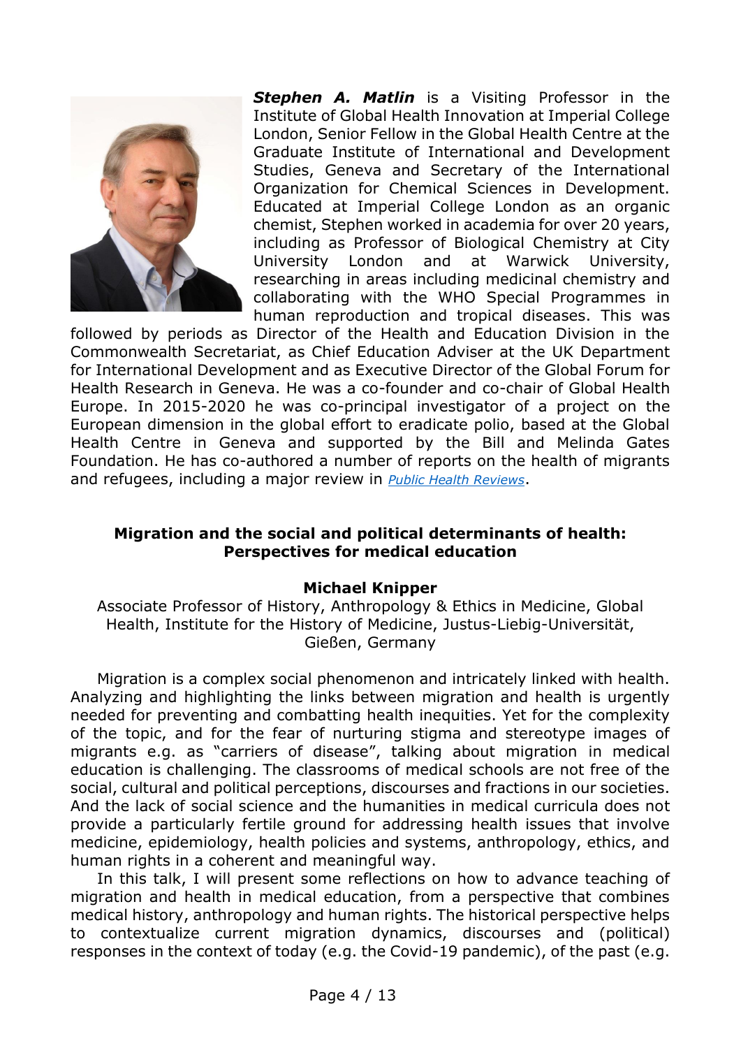***Stephen A. Matlin*** is a Visiting Professor in the Institute of Global Health Innovation at Imperial College London, Senior Fellow in the Global Health Centre at the Graduate Institute of International and Development Studies, Geneva and Secretary of the International Organization for Chemical Sciences in Development. Educated at Imperial College London as an organic chemist, Stephen worked in academia for over 20 years, including as Professor of Biological Chemistry at City University London and at Warwick University, researching in areas including medicinal chemistry and collaborating with the WHO Special Programmes in human reproduction and tropical diseases. This was followed by periods as Director of the Health and Education Division in the Commonwealth Secretariat, as Chief Education Adviser at the UK Department for International Development and as Executive Director of the Global Forum for Health Research in Geneva. He was a co-founder and co-chair of Global Health Europe. In 2015-2020 he was co-principal investigator of a project on the European dimension in the global effort to eradicate polio, based at the Global Health Centre in Geneva and supported by the Bill and Melinda Gates Foundation. He has co-authored a number of reports on the health of migrants and refugees, including a major review in *Public Health Reviews*.

## Migration and the social and political determinants of health: Perspectives for medical education

**Michael Knipper**

Associate Professor of History, Anthropology & Ethics in Medicine, Global Health, Institute for the History of Medicine, Justus-Liebig-Universität, Gießen, Germany

Migration is a complex social phenomenon and intricately linked with health. Analyzing and highlighting the links between migration and health is urgently needed for preventing and combatting health inequities. Yet for the complexity of the topic, and for the fear of nurturing stigma and stereotype images of migrants e.g. as "carriers of disease", talking about migration in medical education is challenging. The classrooms of medical schools are not free of the social, cultural and political perceptions, discourses and fractions in our societies. And the lack of social science and the humanities in medical curricula does not provide a particularly fertile ground for addressing health issues that involve medicine, epidemiology, health policies and systems, anthropology, ethics, and human rights in a coherent and meaningful way.

In this talk, I will present some reflections on how to advance teaching of migration and health in medical education, from a perspective that combines medical history, anthropology and human rights. The historical perspective helps to contextualize current migration dynamics, discourses and (political) responses in the context of today (e.g. the Covid-19 pandemic), of the past (e.g.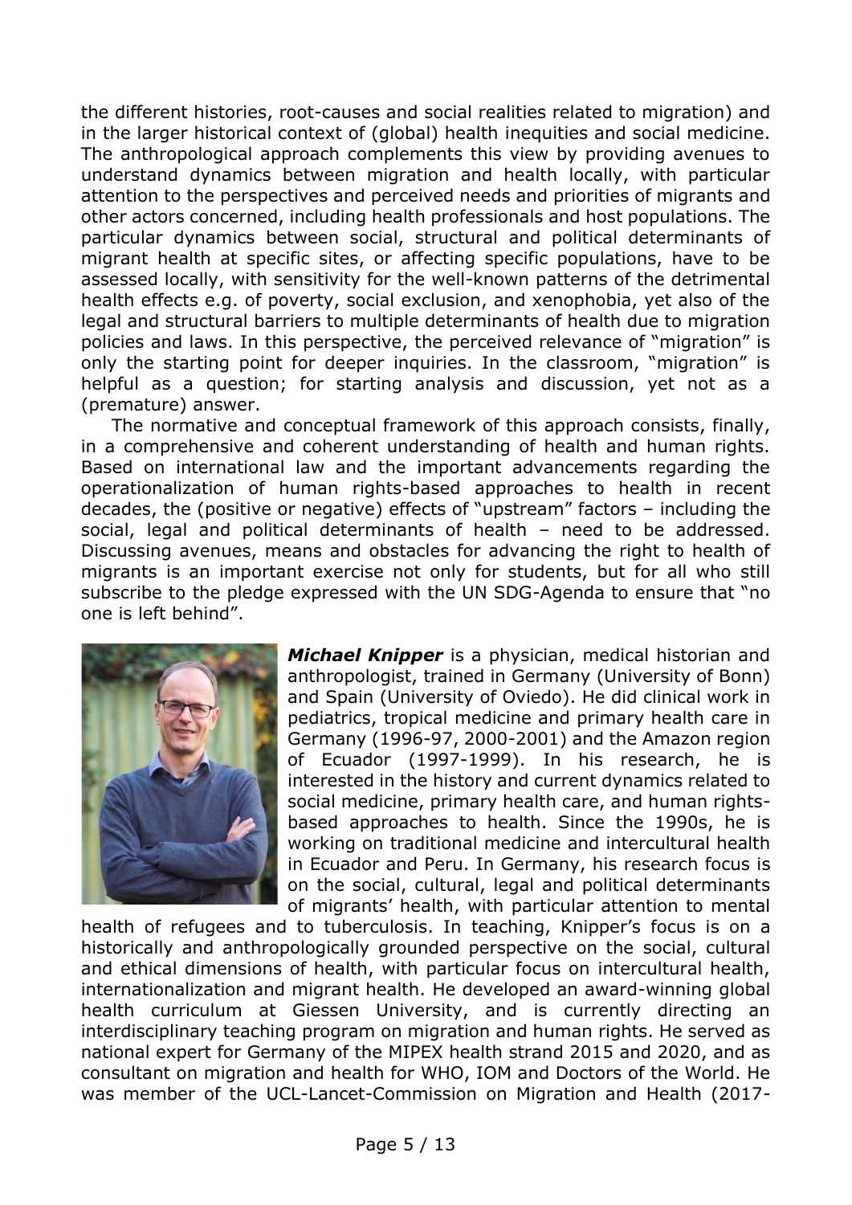the different histories, root-causes and social realities related to migration) and in the larger historical context of (global) health inequities and social medicine. The anthropological approach complements this view by providing avenues to understand dynamics between migration and health locally, with particular attention to the perspectives and perceived needs and priorities of migrants and other actors concerned, including health professionals and host populations. The particular dynamics between social, structural and political determinants of migrant health at specific sites, or affecting specific populations, have to be assessed locally, with sensitivity for the well-known patterns of the detrimental health effects e.g. of poverty, social exclusion, and xenophobia, yet also of the legal and structural barriers to multiple determinants of health due to migration policies and laws. In this perspective, the perceived relevance of "migration" is only the starting point for deeper inquiries. In the classroom, "migration" is helpful as a question; for starting analysis and discussion, yet not as a (premature) answer.

The normative and conceptual framework of this approach consists, finally, in a comprehensive and coherent understanding of health and human rights. Based on international law and the important advancements regarding the operationalization of human rights-based approaches to health in recent decades, the (positive or negative) effects of "upstream" factors – including the social, legal and political determinants of health – need to be addressed. Discussing avenues, means and obstacles for advancing the right to health of migrants is an important exercise not only for students, but for all who still subscribe to the pledge expressed with the UN SDG-Agenda to ensure that "no one is left behind".

***Michael Knipper*** is a physician, medical historian and anthropologist, trained in Germany (University of Bonn) and Spain (University of Oviedo). He did clinical work in pediatrics, tropical medicine and primary health care in Germany (1996-97, 2000-2001) and the Amazon region of Ecuador (1997-1999). In his research, he is interested in the history and current dynamics related to social medicine, primary health care, and human rights-based approaches to health. Since the 1990s, he is working on traditional medicine and intercultural health in Ecuador and Peru. In Germany, his research focus is on the social, cultural, legal and political determinants of migrants' health, with particular attention to mental health of refugees and to tuberculosis. In teaching, Knipper's focus is on a historically and anthropologically grounded perspective on the social, cultural and ethical dimensions of health, with particular focus on intercultural health, internationalization and migrant health. He developed an award-winning global health curriculum at Giessen University, and is currently directing an interdisciplinary teaching program on migration and human rights. He served as national expert for Germany of the MIPEX health strand 2015 and 2020, and as consultant on migration and health for WHO, IOM and Doctors of the World. He was member of the UCL-Lancet-Commission on Migration and Health (2017-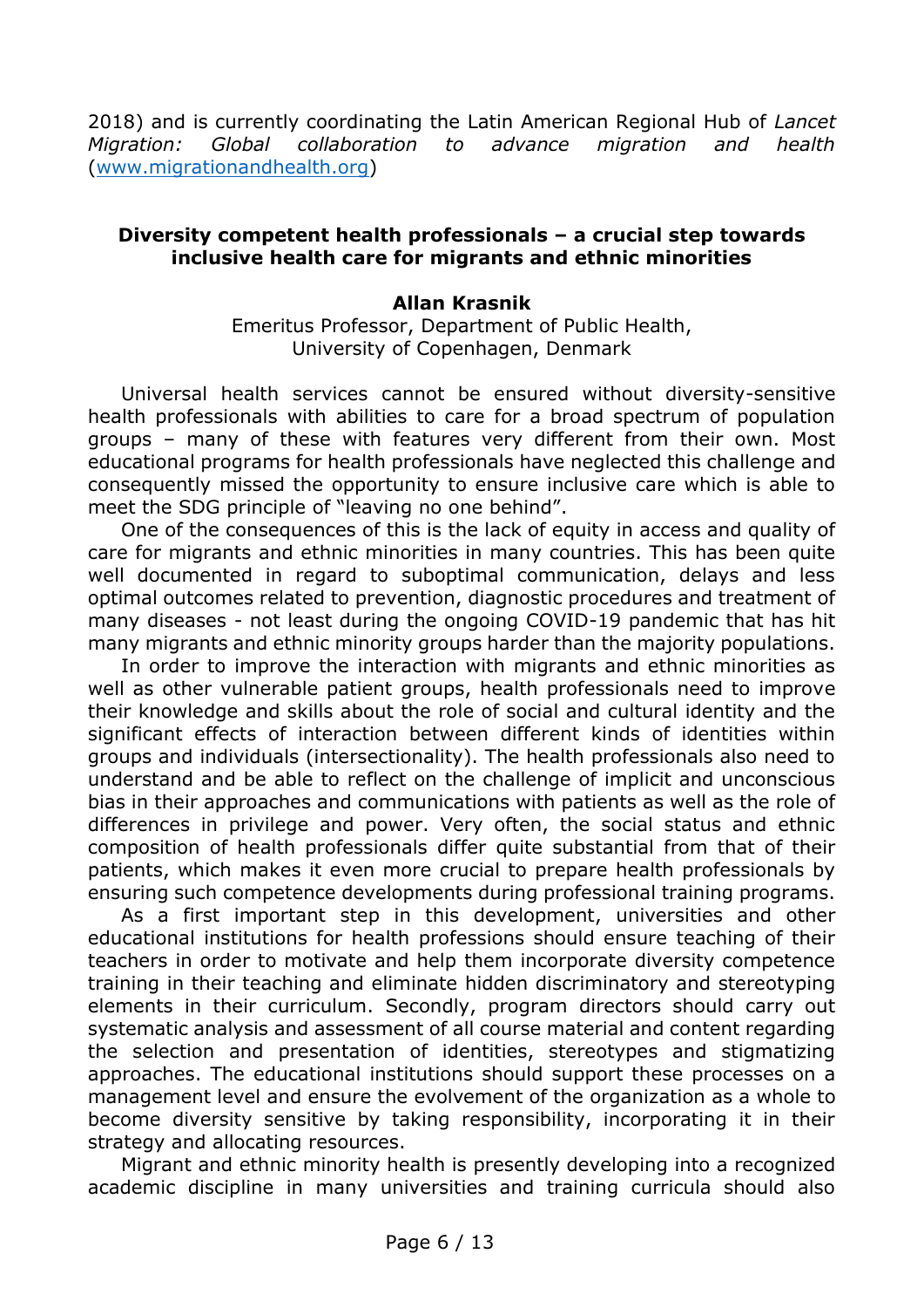2018) and is currently coordinating the Latin American Regional Hub of *Lancet Migration: Global collaboration to advance migration and health* (www.migrationandhealth.org)

**Diversity competent health professionals – a crucial step towards inclusive health care for migrants and ethnic minorities**

**Allan Krasnik**

Emeritus Professor, Department of Public Health,
University of Copenhagen, Denmark

Universal health services cannot be ensured without diversity-sensitive health professionals with abilities to care for a broad spectrum of population groups – many of these with features very different from their own. Most educational programs for health professionals have neglected this challenge and consequently missed the opportunity to ensure inclusive care which is able to meet the SDG principle of "leaving no one behind".

One of the consequences of this is the lack of equity in access and quality of care for migrants and ethnic minorities in many countries. This has been quite well documented in regard to suboptimal communication, delays and less optimal outcomes related to prevention, diagnostic procedures and treatment of many diseases - not least during the ongoing COVID-19 pandemic that has hit many migrants and ethnic minority groups harder than the majority populations.

In order to improve the interaction with migrants and ethnic minorities as well as other vulnerable patient groups, health professionals need to improve their knowledge and skills about the role of social and cultural identity and the significant effects of interaction between different kinds of identities within groups and individuals (intersectionality). The health professionals also need to understand and be able to reflect on the challenge of implicit and unconscious bias in their approaches and communications with patients as well as the role of differences in privilege and power. Very often, the social status and ethnic composition of health professionals differ quite substantial from that of their patients, which makes it even more crucial to prepare health professionals by ensuring such competence developments during professional training programs.

As a first important step in this development, universities and other educational institutions for health professions should ensure teaching of their teachers in order to motivate and help them incorporate diversity competence training in their teaching and eliminate hidden discriminatory and stereotyping elements in their curriculum. Secondly, program directors should carry out systematic analysis and assessment of all course material and content regarding the selection and presentation of identities, stereotypes and stigmatizing approaches. The educational institutions should support these processes on a management level and ensure the evolvement of the organization as a whole to become diversity sensitive by taking responsibility, incorporating it in their strategy and allocating resources.

Migrant and ethnic minority health is presently developing into a recognized academic discipline in many universities and training curricula should also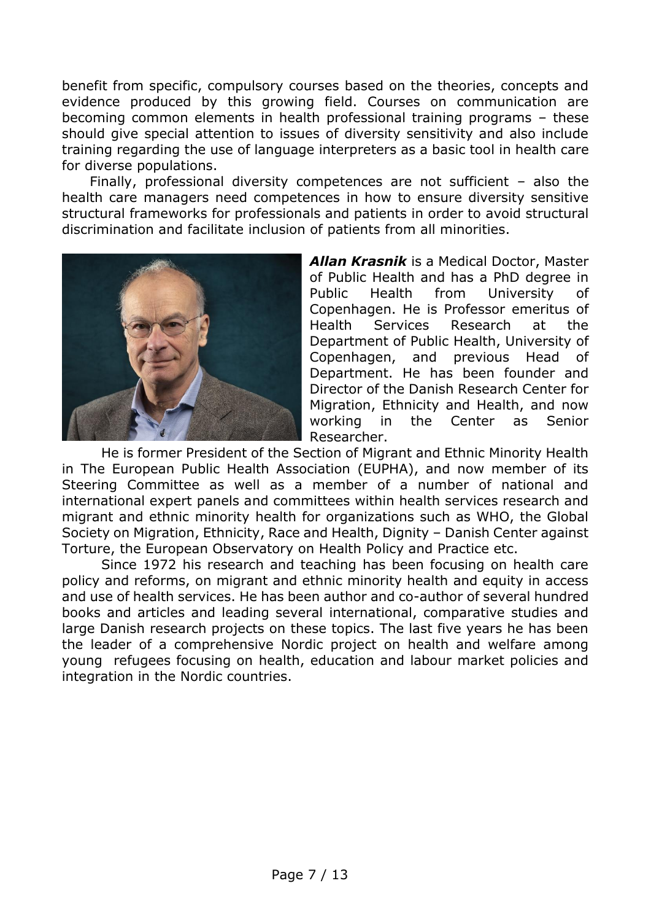benefit from specific, compulsory courses based on the theories, concepts and evidence produced by this growing field. Courses on communication are becoming common elements in health professional training programs – these should give special attention to issues of diversity sensitivity and also include training regarding the use of language interpreters as a basic tool in health care for diverse populations.

Finally, professional diversity competences are not sufficient – also the health care managers need competences in how to ensure diversity sensitive structural frameworks for professionals and patients in order to avoid structural discrimination and facilitate inclusion of patients from all minorities.

***Allan Krasnik*** is a Medical Doctor, Master of Public Health and has a PhD degree in Public Health from University of Copenhagen. He is Professor emeritus of Health Services Research at the Department of Public Health, University of Copenhagen, and previous Head of Department. He has been founder and Director of the Danish Research Center for Migration, Ethnicity and Health, and now working in the Center as Senior Researcher.

He is former President of the Section of Migrant and Ethnic Minority Health in The European Public Health Association (EUPHA), and now member of its Steering Committee as well as a member of a number of national and international expert panels and committees within health services research and migrant and ethnic minority health for organizations such as WHO, the Global Society on Migration, Ethnicity, Race and Health, Dignity – Danish Center against Torture, the European Observatory on Health Policy and Practice etc.

Since 1972 his research and teaching has been focusing on health care policy and reforms, on migrant and ethnic minority health and equity in access and use of health services. He has been author and co-author of several hundred books and articles and leading several international, comparative studies and large Danish research projects on these topics. The last five years he has been the leader of a comprehensive Nordic project on health and welfare among young refugees focusing on health, education and labour market policies and integration in the Nordic countries.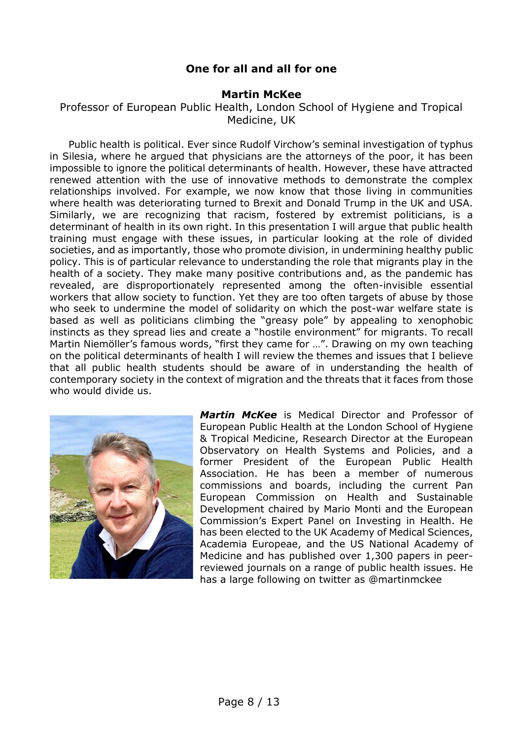## One for all and all for one

### Martin McKee

Professor of European Public Health, London School of Hygiene and Tropical Medicine, UK

Public health is political. Ever since Rudolf Virchow's seminal investigation of typhus in Silesia, where he argued that physicians are the attorneys of the poor, it has been impossible to ignore the political determinants of health. However, these have attracted renewed attention with the use of innovative methods to demonstrate the complex relationships involved. For example, we now know that those living in communities where health was deteriorating turned to Brexit and Donald Trump in the UK and USA. Similarly, we are recognizing that racism, fostered by extremist politicians, is a determinant of health in its own right. In this presentation I will argue that public health training must engage with these issues, in particular looking at the role of divided societies, and as importantly, those who promote division, in undermining healthy public policy. This is of particular relevance to understanding the role that migrants play in the health of a society. They make many positive contributions and, as the pandemic has revealed, are disproportionately represented among the often-invisible essential workers that allow society to function. Yet they are too often targets of abuse by those who seek to undermine the model of solidarity on which the post-war welfare state is based as well as politicians climbing the "greasy pole" by appealing to xenophobic instincts as they spread lies and create a "hostile environment" for migrants. To recall Martin Niemöller's famous words, "first they came for …". Drawing on my own teaching on the political determinants of health I will review the themes and issues that I believe that all public health students should be aware of in understanding the health of contemporary society in the context of migration and the threats that it faces from those who would divide us.

***Martin McKee*** is Medical Director and Professor of European Public Health at the London School of Hygiene & Tropical Medicine, Research Director at the European Observatory on Health Systems and Policies, and a former President of the European Public Health Association. He has been a member of numerous commissions and boards, including the current Pan European Commission on Health and Sustainable Development chaired by Mario Monti and the European Commission's Expert Panel on Investing in Health. He has been elected to the UK Academy of Medical Sciences, Academia Europeae, and the US National Academy of Medicine and has published over 1,300 papers in peer-reviewed journals on a range of public health issues. He has a large following on twitter as @martinmckee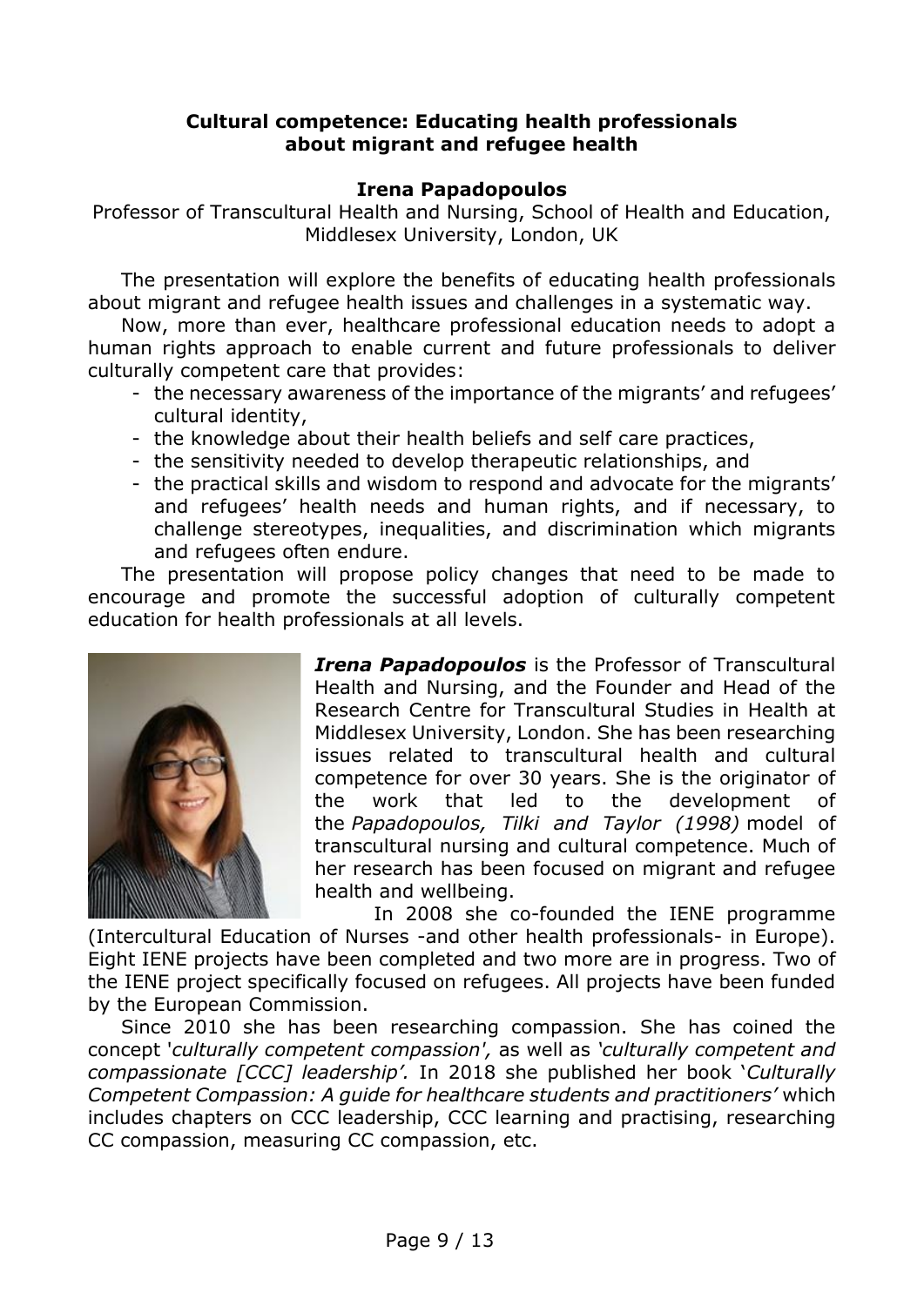**Cultural competence: Educating health professionals about migrant and refugee health**

**Irena Papadopoulos**

Professor of Transcultural Health and Nursing, School of Health and Education, Middlesex University, London, UK

The presentation will explore the benefits of educating health professionals about migrant and refugee health issues and challenges in a systematic way.

Now, more than ever, healthcare professional education needs to adopt a human rights approach to enable current and future professionals to deliver culturally competent care that provides:

- the necessary awareness of the importance of the migrants' and refugees' cultural identity,
- the knowledge about their health beliefs and self care practices,
- the sensitivity needed to develop therapeutic relationships, and
- the practical skills and wisdom to respond and advocate for the migrants' and refugees' health needs and human rights, and if necessary, to challenge stereotypes, inequalities, and discrimination which migrants and refugees often endure.

The presentation will propose policy changes that need to be made to encourage and promote the successful adoption of culturally competent education for health professionals at all levels.

***Irena Papadopoulos*** is the Professor of Transcultural Health and Nursing, and the Founder and Head of the Research Centre for Transcultural Studies in Health at Middlesex University, London. She has been researching issues related to transcultural health and cultural competence for over 30 years. She is the originator of the work that led to the development of the *Papadopoulos, Tilki and Taylor (1998)* model of transcultural nursing and cultural competence. Much of her research has been focused on migrant and refugee health and wellbeing.

In 2008 she co-founded the IENE programme (Intercultural Education of Nurses -and other health professionals- in Europe). Eight IENE projects have been completed and two more are in progress. Two of the IENE project specifically focused on refugees. All projects have been funded by the European Commission.

Since 2010 she has been researching compassion. She has coined the concept '*culturally competent compassion'*, as well as *'culturally competent and compassionate [CCC] leadership'.* In 2018 she published her book '*Culturally Competent Compassion: A guide for healthcare students and practitioners'* which includes chapters on CCC leadership, CCC learning and practising, researching CC compassion, measuring CC compassion, etc.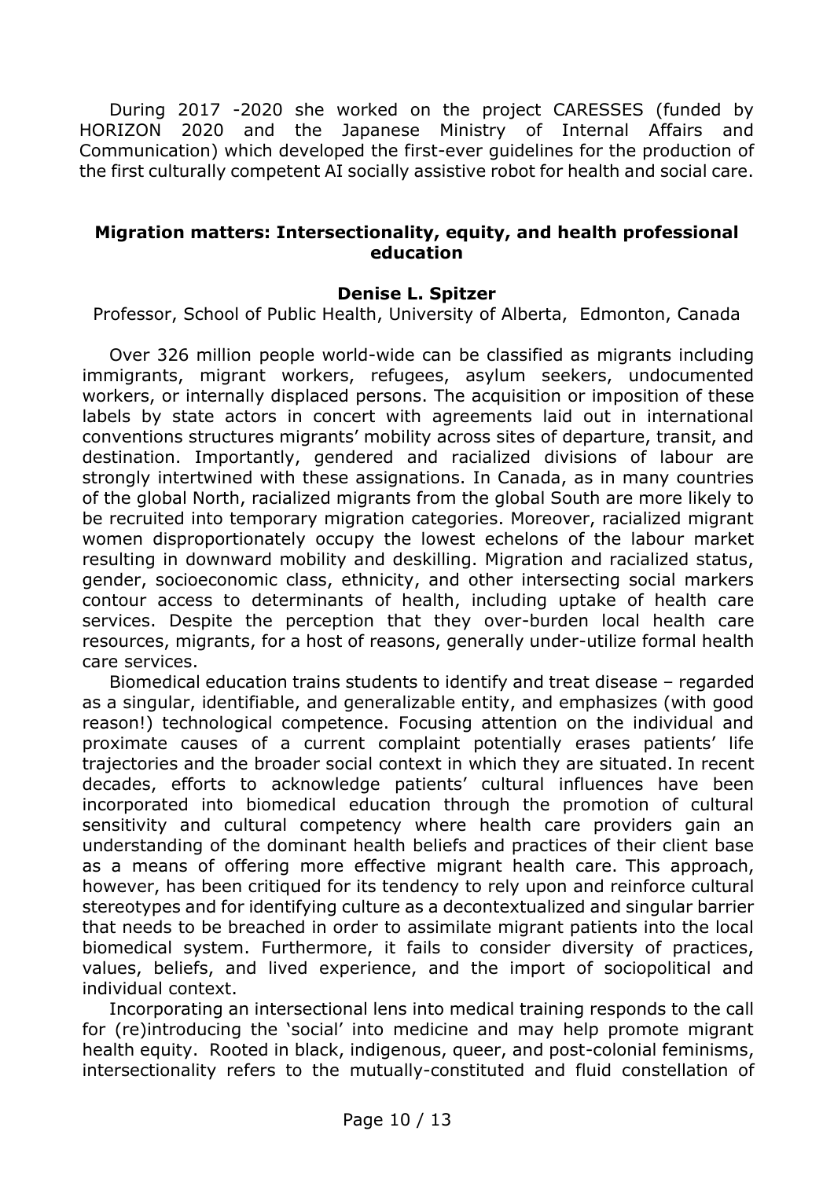During 2017 -2020 she worked on the project CARESSES (funded by HORIZON 2020 and the Japanese Ministry of Internal Affairs and Communication) which developed the first-ever guidelines for the production of the first culturally competent AI socially assistive robot for health and social care.

## Migration matters: Intersectionality, equity, and health professional education

**Denise L. Spitzer**

Professor, School of Public Health, University of Alberta, Edmonton, Canada

Over 326 million people world-wide can be classified as migrants including immigrants, migrant workers, refugees, asylum seekers, undocumented workers, or internally displaced persons. The acquisition or imposition of these labels by state actors in concert with agreements laid out in international conventions structures migrants' mobility across sites of departure, transit, and destination. Importantly, gendered and racialized divisions of labour are strongly intertwined with these assignations. In Canada, as in many countries of the global North, racialized migrants from the global South are more likely to be recruited into temporary migration categories. Moreover, racialized migrant women disproportionately occupy the lowest echelons of the labour market resulting in downward mobility and deskilling. Migration and racialized status, gender, socioeconomic class, ethnicity, and other intersecting social markers contour access to determinants of health, including uptake of health care services. Despite the perception that they over-burden local health care resources, migrants, for a host of reasons, generally under-utilize formal health care services.

Biomedical education trains students to identify and treat disease – regarded as a singular, identifiable, and generalizable entity, and emphasizes (with good reason!) technological competence. Focusing attention on the individual and proximate causes of a current complaint potentially erases patients' life trajectories and the broader social context in which they are situated. In recent decades, efforts to acknowledge patients' cultural influences have been incorporated into biomedical education through the promotion of cultural sensitivity and cultural competency where health care providers gain an understanding of the dominant health beliefs and practices of their client base as a means of offering more effective migrant health care. This approach, however, has been critiqued for its tendency to rely upon and reinforce cultural stereotypes and for identifying culture as a decontextualized and singular barrier that needs to be breached in order to assimilate migrant patients into the local biomedical system. Furthermore, it fails to consider diversity of practices, values, beliefs, and lived experience, and the import of sociopolitical and individual context.

Incorporating an intersectional lens into medical training responds to the call for (re)introducing the 'social' into medicine and may help promote migrant health equity. Rooted in black, indigenous, queer, and post-colonial feminisms, intersectionality refers to the mutually-constituted and fluid constellation of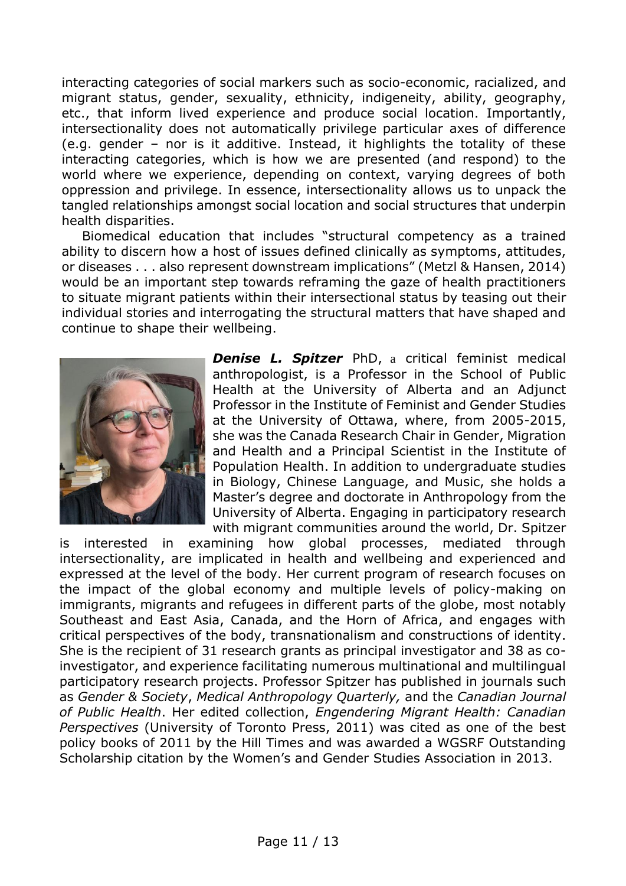interacting categories of social markers such as socio-economic, racialized, and migrant status, gender, sexuality, ethnicity, indigeneity, ability, geography, etc., that inform lived experience and produce social location. Importantly, intersectionality does not automatically privilege particular axes of difference (e.g. gender – nor is it additive. Instead, it highlights the totality of these interacting categories, which is how we are presented (and respond) to the world where we experience, depending on context, varying degrees of both oppression and privilege. In essence, intersectionality allows us to unpack the tangled relationships amongst social location and social structures that underpin health disparities.

Biomedical education that includes "structural competency as a trained ability to discern how a host of issues defined clinically as symptoms, attitudes, or diseases . . . also represent downstream implications" (Metzl & Hansen, 2014) would be an important step towards reframing the gaze of health practitioners to situate migrant patients within their intersectional status by teasing out their individual stories and interrogating the structural matters that have shaped and continue to shape their wellbeing.

***Denise L. Spitzer*** PhD, a critical feminist medical anthropologist, is a Professor in the School of Public Health at the University of Alberta and an Adjunct Professor in the Institute of Feminist and Gender Studies at the University of Ottawa, where, from 2005-2015, she was the Canada Research Chair in Gender, Migration and Health and a Principal Scientist in the Institute of Population Health. In addition to undergraduate studies in Biology, Chinese Language, and Music, she holds a Master's degree and doctorate in Anthropology from the University of Alberta. Engaging in participatory research with migrant communities around the world, Dr. Spitzer is interested in examining how global processes, mediated through intersectionality, are implicated in health and wellbeing and experienced and expressed at the level of the body. Her current program of research focuses on the impact of the global economy and multiple levels of policy-making on immigrants, migrants and refugees in different parts of the globe, most notably Southeast and East Asia, Canada, and the Horn of Africa, and engages with critical perspectives of the body, transnationalism and constructions of identity. She is the recipient of 31 research grants as principal investigator and 38 as co-investigator, and experience facilitating numerous multinational and multilingual participatory research projects. Professor Spitzer has published in journals such as *Gender & Society*, *Medical Anthropology Quarterly,* and the *Canadian Journal of Public Health*. Her edited collection, *Engendering Migrant Health: Canadian Perspectives* (University of Toronto Press, 2011) was cited as one of the best policy books of 2011 by the Hill Times and was awarded a WGSRF Outstanding Scholarship citation by the Women's and Gender Studies Association in 2013.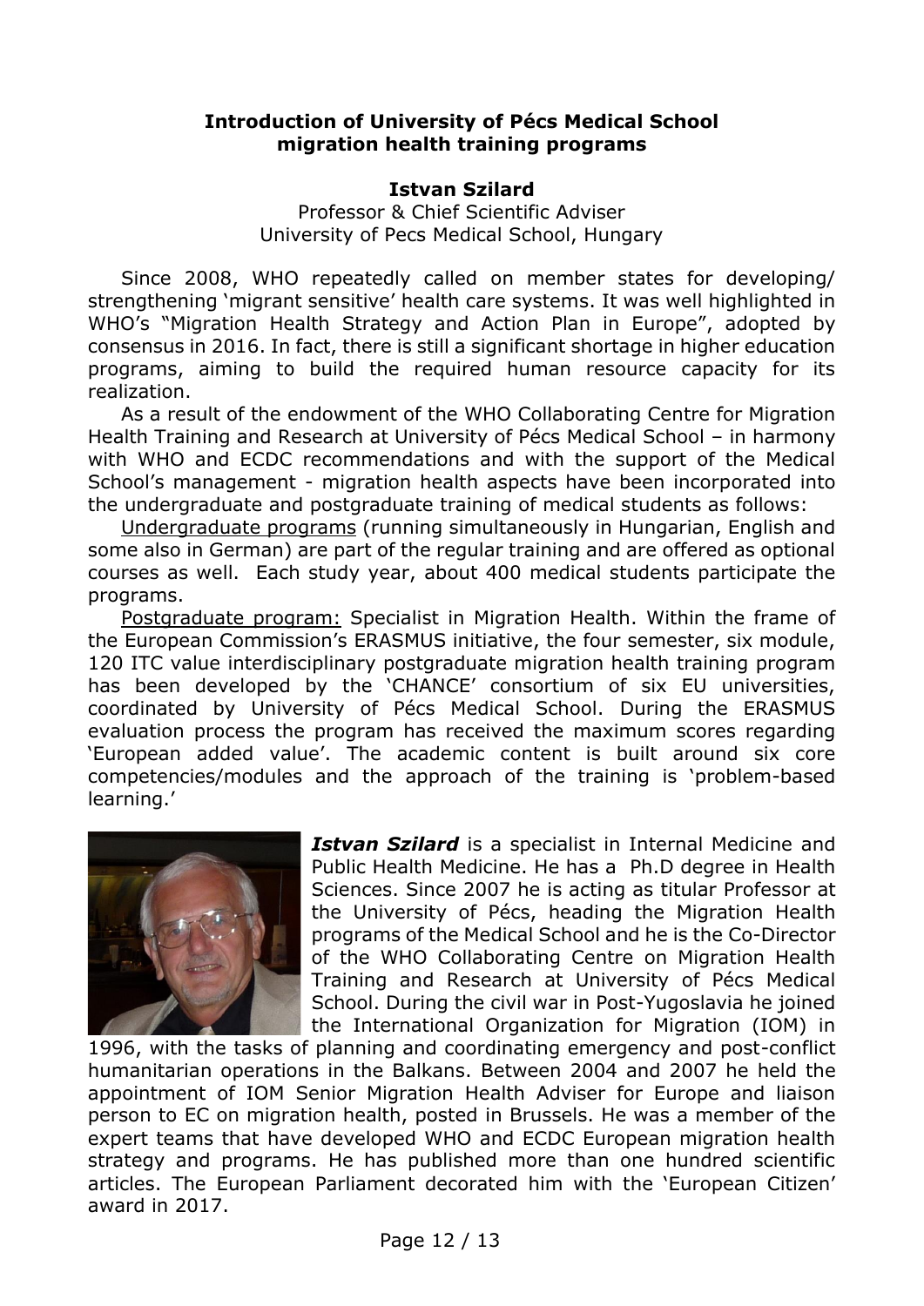**Introduction of University of Pécs Medical School migration health training programs**

**Istvan Szilard**

Professor & Chief Scientific Adviser
University of Pecs Medical School, Hungary

Since 2008, WHO repeatedly called on member states for developing/ strengthening 'migrant sensitive' health care systems. It was well highlighted in WHO's "Migration Health Strategy and Action Plan in Europe", adopted by consensus in 2016. In fact, there is still a significant shortage in higher education programs, aiming to build the required human resource capacity for its realization.

As a result of the endowment of the WHO Collaborating Centre for Migration Health Training and Research at University of Pécs Medical School – in harmony with WHO and ECDC recommendations and with the support of the Medical School's management - migration health aspects have been incorporated into the undergraduate and postgraduate training of medical students as follows:

Undergraduate programs (running simultaneously in Hungarian, English and some also in German) are part of the regular training and are offered as optional courses as well. Each study year, about 400 medical students participate the programs.

Postgraduate program: Specialist in Migration Health. Within the frame of the European Commission's ERASMUS initiative, the four semester, six module, 120 ITC value interdisciplinary postgraduate migration health training program has been developed by the 'CHANCE' consortium of six EU universities, coordinated by University of Pécs Medical School. During the ERASMUS evaluation process the program has received the maximum scores regarding 'European added value'. The academic content is built around six core competencies/modules and the approach of the training is 'problem-based learning.'

***Istvan Szilard*** is a specialist in Internal Medicine and Public Health Medicine. He has a Ph.D degree in Health Sciences. Since 2007 he is acting as titular Professor at the University of Pécs, heading the Migration Health programs of the Medical School and he is the Co-Director of the WHO Collaborating Centre on Migration Health Training and Research at University of Pécs Medical School. During the civil war in Post-Yugoslavia he joined the International Organization for Migration (IOM) in 1996, with the tasks of planning and coordinating emergency and post-conflict humanitarian operations in the Balkans. Between 2004 and 2007 he held the appointment of IOM Senior Migration Health Adviser for Europe and liaison person to EC on migration health, posted in Brussels. He was a member of the expert teams that have developed WHO and ECDC European migration health strategy and programs. He has published more than one hundred scientific articles. The European Parliament decorated him with the 'European Citizen' award in 2017.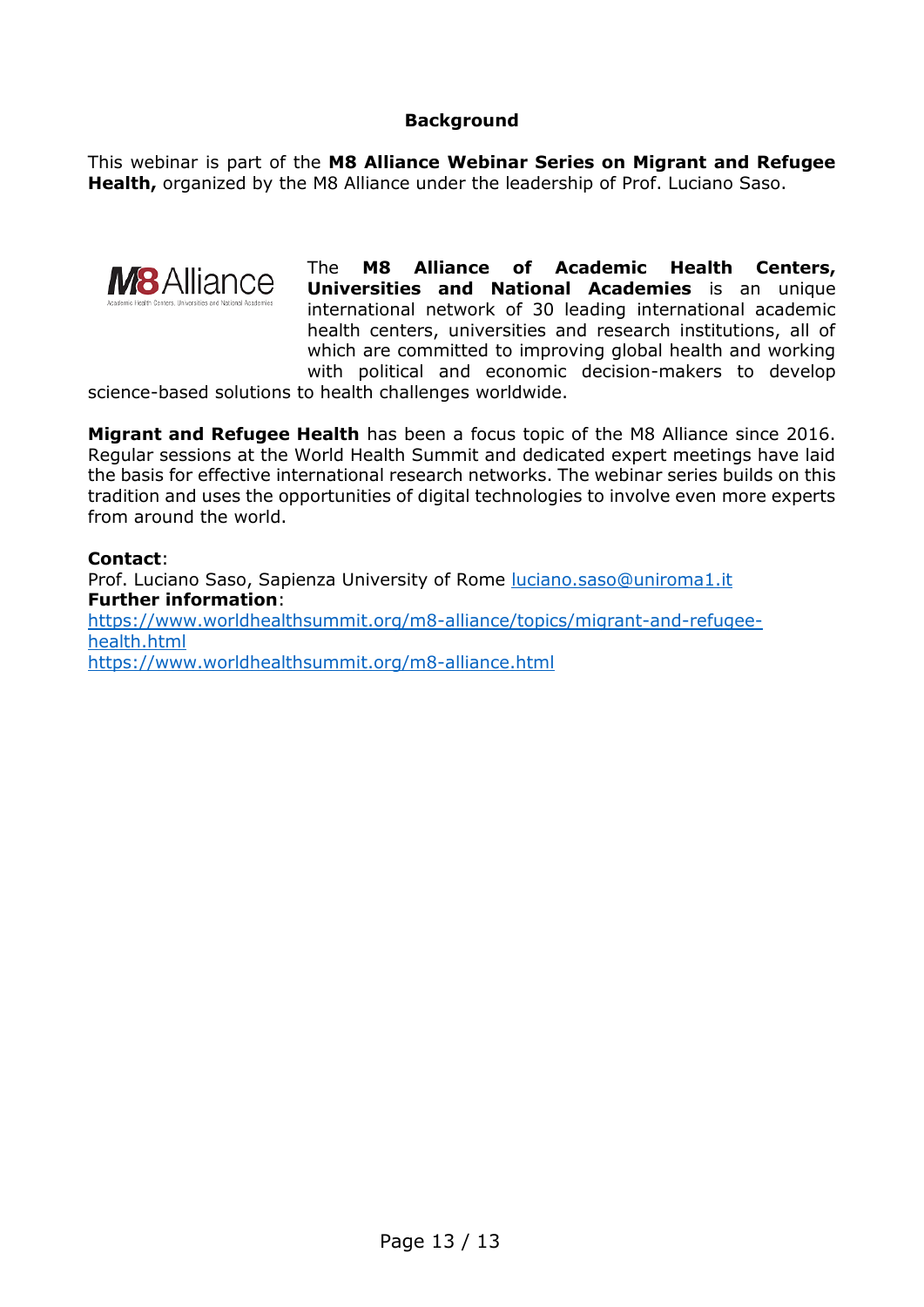## Background

This webinar is part of the **M8 Alliance Webinar Series on Migrant and Refugee Health,** organized by the M8 Alliance under the leadership of Prof. Luciano Saso.

The **M8 Alliance of Academic Health Centers, Universities and National Academies** is an unique international network of 30 leading international academic health centers, universities and research institutions, all of which are committed to improving global health and working with political and economic decision-makers to develop science-based solutions to health challenges worldwide.

**Migrant and Refugee Health** has been a focus topic of the M8 Alliance since 2016. Regular sessions at the World Health Summit and dedicated expert meetings have laid the basis for effective international research networks. The webinar series builds on this tradition and uses the opportunities of digital technologies to involve even more experts from around the world.

**Contact**:
Prof. Luciano Saso, Sapienza University of Rome luciano.saso@uniroma1.it
**Further information**:
https://www.worldhealthsummit.org/m8-alliance/topics/migrant-and-refugee-health.html
https://www.worldhealthsummit.org/m8-alliance.html